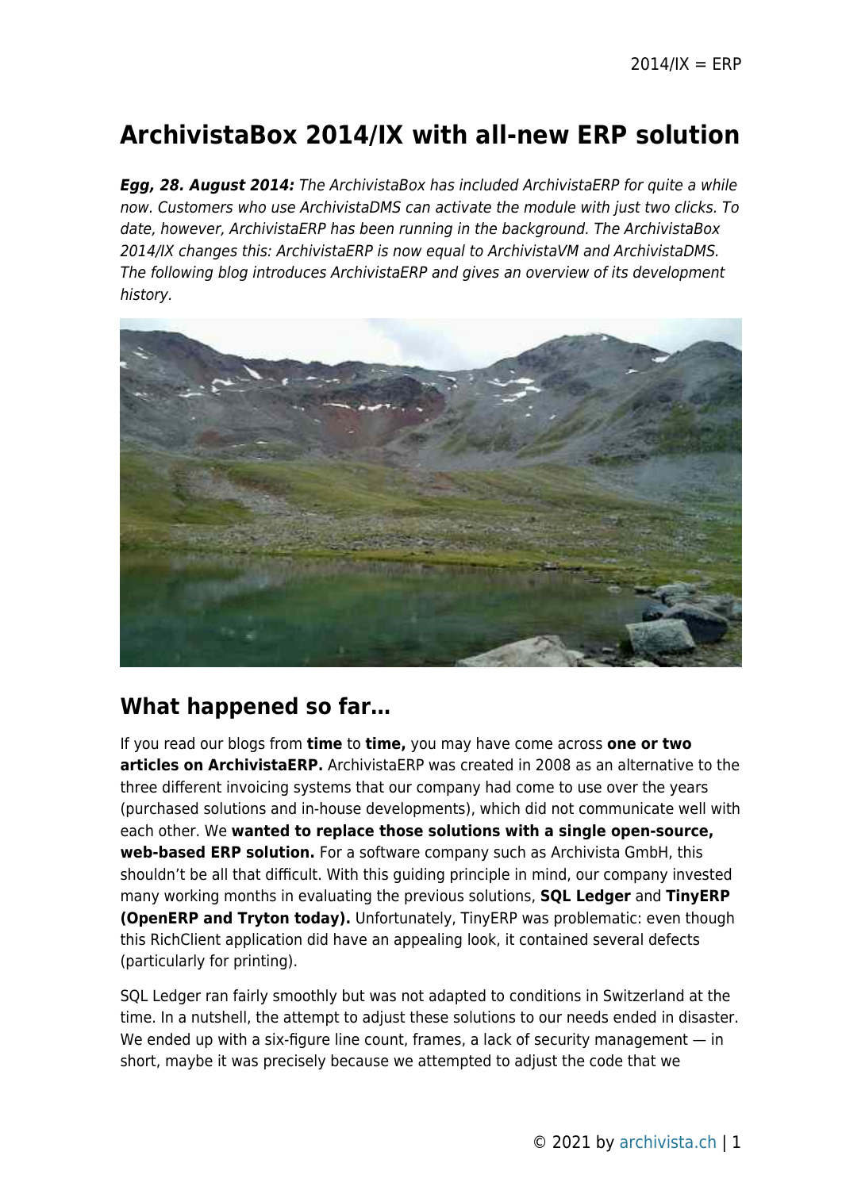# ArchivistaBox 2014/IX with all-new ERP solution

***Egg, 28. August 2014:*** *The ArchivistaBox has included ArchivistaERP for quite a while now. Customers who use ArchivistaDMS can activate the module with just two clicks. To date, however, ArchivistaERP has been running in the background. The ArchivistaBox 2014/IX changes this: ArchivistaERP is now equal to ArchivistaVM and ArchivistaDMS. The following blog introduces ArchivistaERP and gives an overview of its development history.*

## What happened so far…

If you read our blogs from **time** to **time,** you may have come across **one or two articles on ArchivistaERP.** ArchivistaERP was created in 2008 as an alternative to the three different invoicing systems that our company had come to use over the years (purchased solutions and in-house developments), which did not communicate well with each other. We **wanted to replace those solutions with a single open-source, web-based ERP solution.** For a software company such as Archivista GmbH, this shouldn't be all that difficult. With this guiding principle in mind, our company invested many working months in evaluating the previous solutions, **SQL Ledger** and **TinyERP (OpenERP and Tryton today).** Unfortunately, TinyERP was problematic: even though this RichClient application did have an appealing look, it contained several defects (particularly for printing).

SQL Ledger ran fairly smoothly but was not adapted to conditions in Switzerland at the time. In a nutshell, the attempt to adjust these solutions to our needs ended in disaster. We ended up with a six-figure line count, frames, a lack of security management — in short, maybe it was precisely because we attempted to adjust the code that we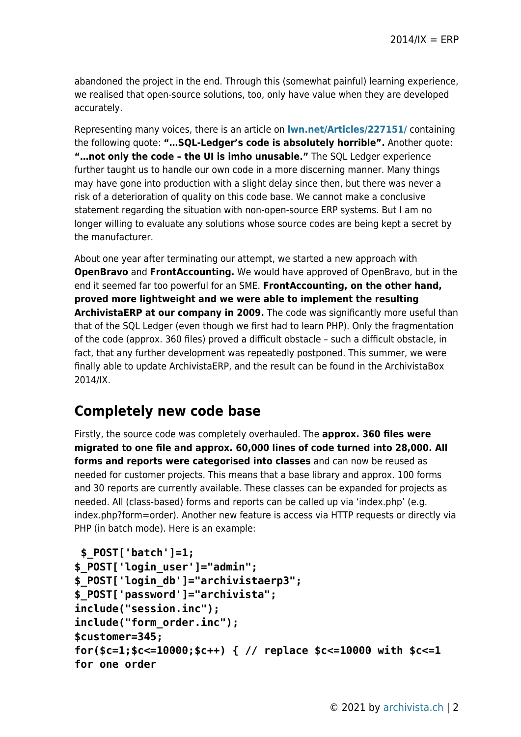abandoned the project in the end. Through this (somewhat painful) learning experience, we realised that open-source solutions, too, only have value when they are developed accurately.

Representing many voices, there is an article on **lwn.net/Articles/227151/** containing the following quote: **"…SQL-Ledger's code is absolutely horrible".** Another quote: **"…not only the code – the UI is imho unusable."** The SQL Ledger experience further taught us to handle our own code in a more discerning manner. Many things may have gone into production with a slight delay since then, but there was never a risk of a deterioration of quality on this code base. We cannot make a conclusive statement regarding the situation with non-open-source ERP systems. But I am no longer willing to evaluate any solutions whose source codes are being kept a secret by the manufacturer.

About one year after terminating our attempt, we started a new approach with **OpenBravo** and **FrontAccounting.** We would have approved of OpenBravo, but in the end it seemed far too powerful for an SME. **FrontAccounting, on the other hand, proved more lightweight and we were able to implement the resulting ArchivistaERP at our company in 2009.** The code was significantly more useful than that of the SQL Ledger (even though we first had to learn PHP). Only the fragmentation of the code (approx. 360 files) proved a difficult obstacle – such a difficult obstacle, in fact, that any further development was repeatedly postponed. This summer, we were finally able to update ArchivistaERP, and the result can be found in the ArchivistaBox 2014/IX.

## Completely new code base

Firstly, the source code was completely overhauled. The **approx. 360 files were migrated to one file and approx. 60,000 lines of code turned into 28,000. All forms and reports were categorised into classes** and can now be reused as needed for customer projects. This means that a base library and approx. 100 forms and 30 reports are currently available. These classes can be expanded for projects as needed. All (class-based) forms and reports can be called up via 'index.php' (e.g. index.php?form=order). Another new feature is access via HTTP requests or directly via PHP (in batch mode). Here is an example:

```
 $_POST['batch']=1;
$_POST['login_user']="admin";
$_POST['login_db']="archivistaerp3";
$_POST['password']="archivista";
include("session.inc");
include("form_order.inc");
$customer=345;
for($c=1;$c<=10000;$c++) { // replace $c<=10000 with $c<=1
for one order
```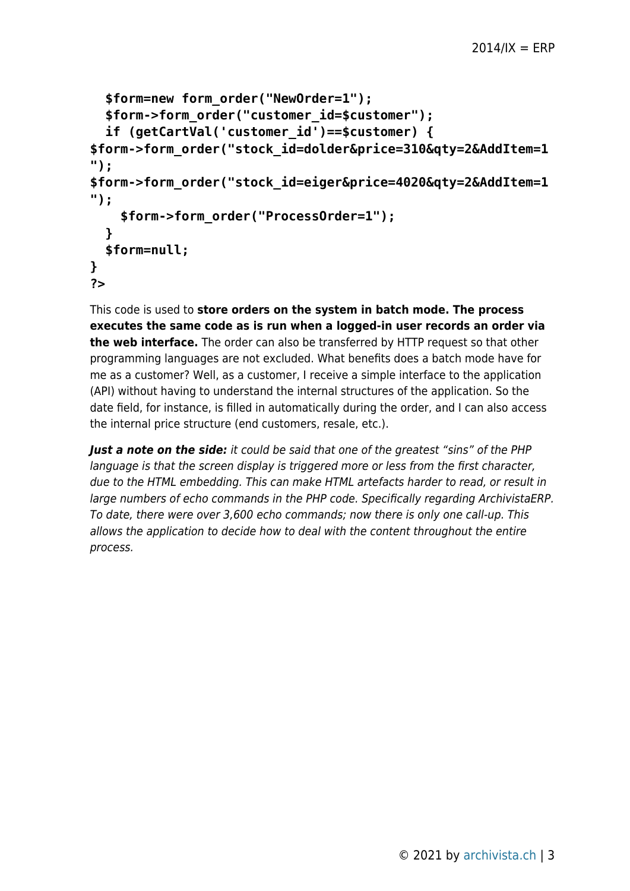```
  $form=new form_order("NewOrder=1");
  $form->form_order("customer_id=$customer");
  if (getCartVal('customer_id')==$customer) {
$form->form_order("stock_id=dolder&price=310&qty=2&AddItem=1
");
$form->form_order("stock_id=eiger&price=4020&qty=2&AddItem=1
");
    $form->form_order("ProcessOrder=1");
  }
  $form=null;
}
?>
```

This code is used to **store orders on the system in batch mode. The process executes the same code as is run when a logged-in user records an order via the web interface.** The order can also be transferred by HTTP request so that other programming languages are not excluded. What benefits does a batch mode have for me as a customer? Well, as a customer, I receive a simple interface to the application (API) without having to understand the internal structures of the application. So the date field, for instance, is filled in automatically during the order, and I can also access the internal price structure (end customers, resale, etc.).

***Just a note on the side:*** *it could be said that one of the greatest "sins" of the PHP language is that the screen display is triggered more or less from the first character, due to the HTML embedding. This can make HTML artefacts harder to read, or result in large numbers of echo commands in the PHP code. Specifically regarding ArchivistaERP. To date, there were over 3,600 echo commands; now there is only one call-up. This allows the application to decide how to deal with the content throughout the entire process.*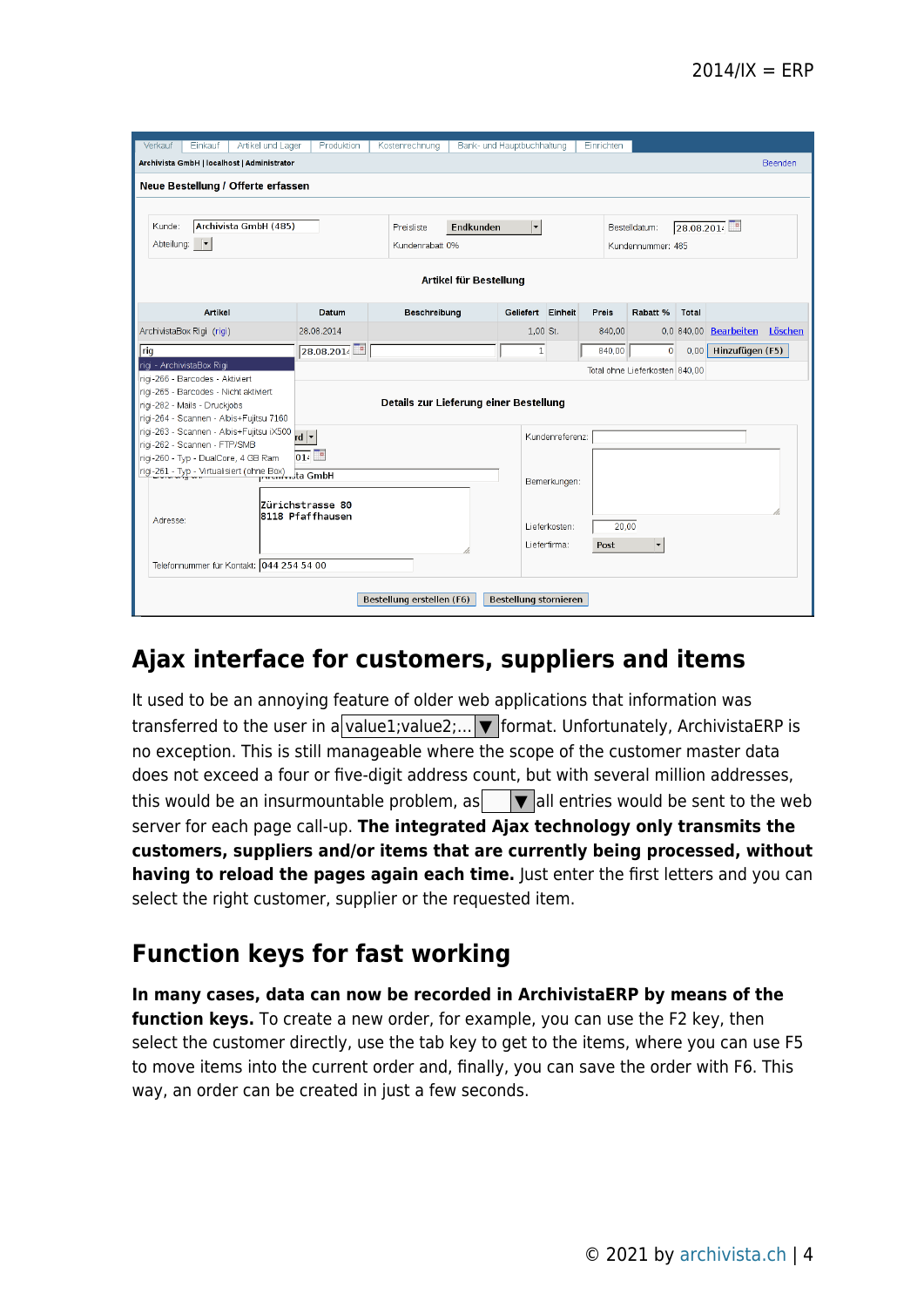## Ajax interface for customers, suppliers and items

It used to be an annoying feature of older web applications that information was transferred to the user in a value1;value2;... ▼ format. Unfortunately, ArchivistaERP is no exception. This is still manageable where the scope of the customer master data does not exceed a four or five-digit address count, but with several million addresses, this would be an insurmountable problem, as ▼ all entries would be sent to the web server for each page call-up. **The integrated Ajax technology only transmits the customers, suppliers and/or items that are currently being processed, without having to reload the pages again each time.** Just enter the first letters and you can select the right customer, supplier or the requested item.

## Function keys for fast working

**In many cases, data can now be recorded in ArchivistaERP by means of the function keys.** To create a new order, for example, you can use the F2 key, then select the customer directly, use the tab key to get to the items, where you can use F5 to move items into the current order and, finally, you can save the order with F6. This way, an order can be created in just a few seconds.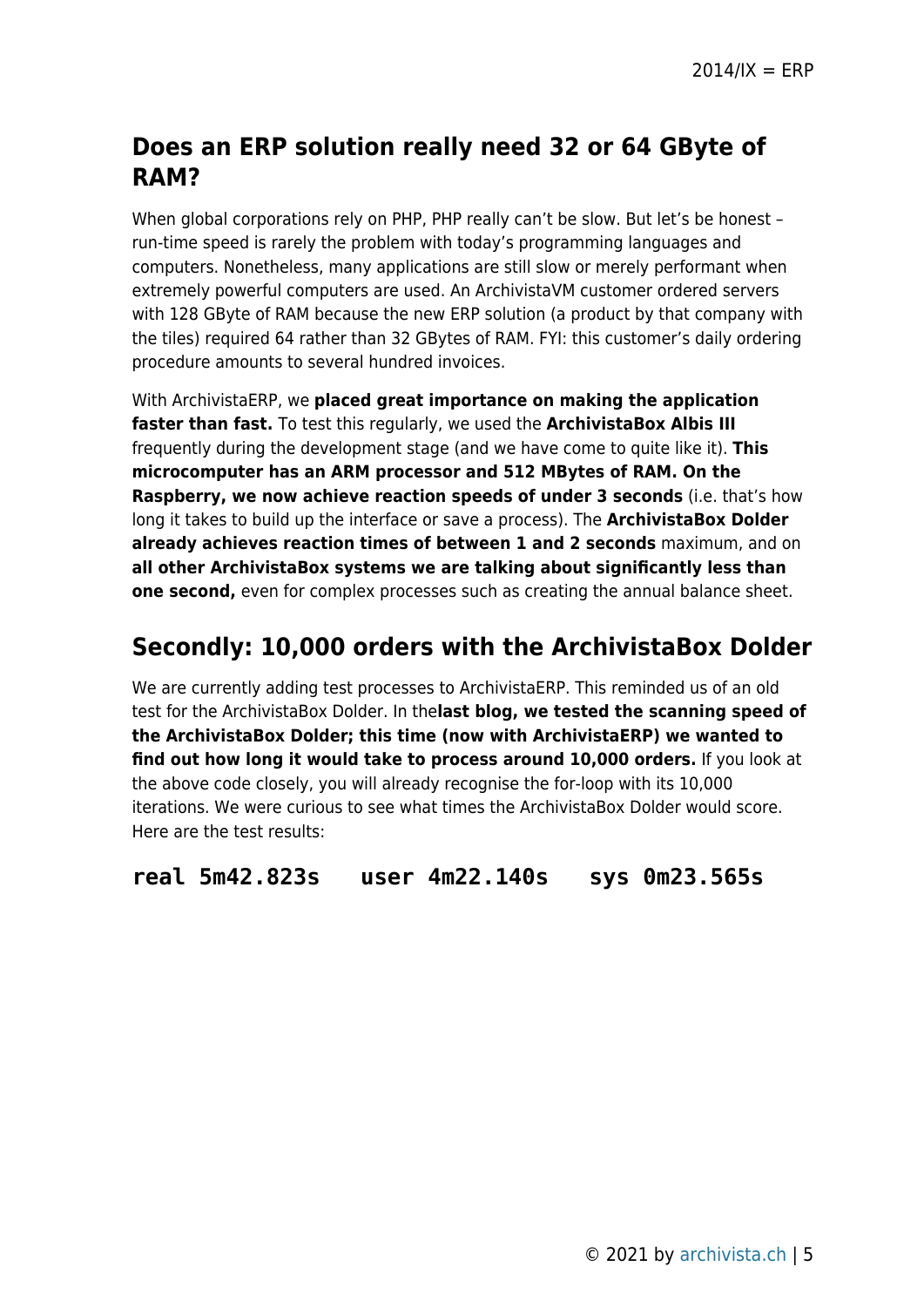## Does an ERP solution really need 32 or 64 GByte of RAM?

When global corporations rely on PHP, PHP really can't be slow. But let's be honest – run-time speed is rarely the problem with today's programming languages and computers. Nonetheless, many applications are still slow or merely performant when extremely powerful computers are used. An ArchivistaVM customer ordered servers with 128 GByte of RAM because the new ERP solution (a product by that company with the tiles) required 64 rather than 32 GBytes of RAM. FYI: this customer's daily ordering procedure amounts to several hundred invoices.

With ArchivistaERP, we **placed great importance on making the application faster than fast.** To test this regularly, we used the **ArchivistaBox Albis III** frequently during the development stage (and we have come to quite like it). **This microcomputer has an ARM processor and 512 MBytes of RAM. On the Raspberry, we now achieve reaction speeds of under 3 seconds** (i.e. that's how long it takes to build up the interface or save a process). The **ArchivistaBox Dolder already achieves reaction times of between 1 and 2 seconds** maximum, and on **all other ArchivistaBox systems we are talking about significantly less than one second,** even for complex processes such as creating the annual balance sheet.

## Secondly: 10,000 orders with the ArchivistaBox Dolder

We are currently adding test processes to ArchivistaERP. This reminded us of an old test for the ArchivistaBox Dolder. In the**last blog, we tested the scanning speed of the ArchivistaBox Dolder; this time (now with ArchivistaERP) we wanted to find out how long it would take to process around 10,000 orders.** If you look at the above code closely, you will already recognise the for-loop with its 10,000 iterations. We were curious to see what times the ArchivistaBox Dolder would score. Here are the test results:

```
real 5m42.823s   user 4m22.140s   sys 0m23.565s
```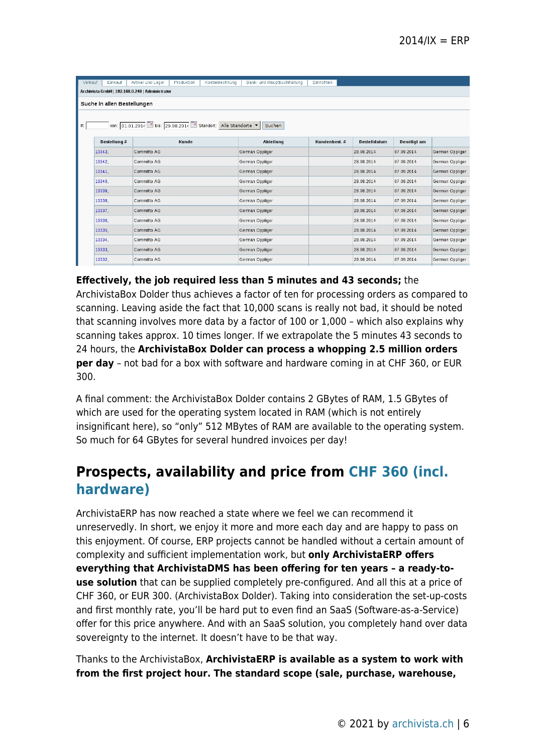| Bestellung # | Kunde | Abteilung | Kundenbest. # | Bestelldatum | Benötigt am | |
|---|---|---|---|---|---|---|
| 13343, | Committo AG | German Oppliger | | 28.08.2014 | 07.09.2014 | German Oppliger |
| 13342, | Committo AG | German Oppliger | | 28.08.2014 | 07.09.2014 | German Oppliger |
| 13341, | Committo AG | German Oppliger | | 28.08.2014 | 07.09.2014 | German Oppliger |
| 13340, | Committo AG | German Oppliger | | 28.08.2014 | 07.09.2014 | German Oppliger |
| 13339, | Committo AG | German Oppliger | | 28.08.2014 | 07.09.2014 | German Oppliger |
| 13338, | Committo AG | German Oppliger | | 28.08.2014 | 07.09.2014 | German Oppliger |
| 13337, | Committo AG | German Oppliger | | 28.08.2014 | 07.09.2014 | German Oppliger |
| 13336, | Committo AG | German Oppliger | | 28.08.2014 | 07.09.2014 | German Oppliger |
| 13335, | Committo AG | German Oppliger | | 28.08.2014 | 07.09.2014 | German Oppliger |
| 13334, | Committo AG | German Oppliger | | 28.08.2014 | 07.09.2014 | German Oppliger |
| 13333, | Committo AG | German Oppliger | | 28.08.2014 | 07.09.2014 | German Oppliger |
| 13332, | Committo AG | German Oppliger | | 28.08.2014 | 07.09.2014 | German Oppliger |

**Effectively, the job required less than 5 minutes and 43 seconds;** the ArchivistaBox Dolder thus achieves a factor of ten for processing orders as compared to scanning. Leaving aside the fact that 10,000 scans is really not bad, it should be noted that scanning involves more data by a factor of 100 or 1,000 – which also explains why scanning takes approx. 10 times longer. If we extrapolate the 5 minutes 43 seconds to 24 hours, the **ArchivistaBox Dolder can process a whopping 2.5 million orders per day** – not bad for a box with software and hardware coming in at CHF 360, or EUR 300.

A final comment: the ArchivistaBox Dolder contains 2 GBytes of RAM, 1.5 GBytes of which are used for the operating system located in RAM (which is not entirely insignificant here), so "only" 512 MBytes of RAM are available to the operating system. So much for 64 GBytes for several hundred invoices per day!

## Prospects, availability and price from CHF 360 (incl. hardware)

ArchivistaERP has now reached a state where we feel we can recommend it unreservedly. In short, we enjoy it more and more each day and are happy to pass on this enjoyment. Of course, ERP projects cannot be handled without a certain amount of complexity and sufficient implementation work, but **only ArchivistaERP offers everything that ArchivistaDMS has been offering for ten years – a ready-to-use solution** that can be supplied completely pre-configured. And all this at a price of CHF 360, or EUR 300. (ArchivistaBox Dolder). Taking into consideration the set-up-costs and first monthly rate, you'll be hard put to even find an SaaS (Software-as-a-Service) offer for this price anywhere. And with an SaaS solution, you completely hand over data sovereignty to the internet. It doesn't have to be that way.

Thanks to the ArchivistaBox, **ArchivistaERP is available as a system to work with from the first project hour. The standard scope (sale, purchase, warehouse,**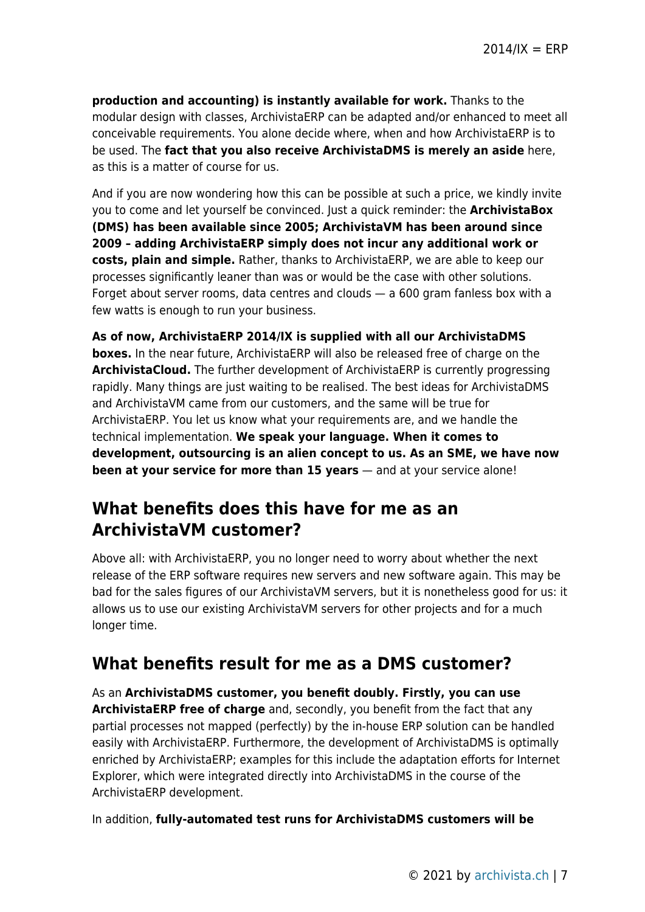**production and accounting) is instantly available for work.** Thanks to the modular design with classes, ArchivistaERP can be adapted and/or enhanced to meet all conceivable requirements. You alone decide where, when and how ArchivistaERP is to be used. The **fact that you also receive ArchivistaDMS is merely an aside** here, as this is a matter of course for us.

And if you are now wondering how this can be possible at such a price, we kindly invite you to come and let yourself be convinced. Just a quick reminder: the **ArchivistaBox (DMS) has been available since 2005; ArchivistaVM has been around since 2009 – adding ArchivistaERP simply does not incur any additional work or costs, plain and simple.** Rather, thanks to ArchivistaERP, we are able to keep our processes significantly leaner than was or would be the case with other solutions. Forget about server rooms, data centres and clouds — a 600 gram fanless box with a few watts is enough to run your business.

**As of now, ArchivistaERP 2014/IX is supplied with all our ArchivistaDMS boxes.** In the near future, ArchivistaERP will also be released free of charge on the **ArchivistaCloud.** The further development of ArchivistaERP is currently progressing rapidly. Many things are just waiting to be realised. The best ideas for ArchivistaDMS and ArchivistaVM came from our customers, and the same will be true for ArchivistaERP. You let us know what your requirements are, and we handle the technical implementation. **We speak your language. When it comes to development, outsourcing is an alien concept to us. As an SME, we have now been at your service for more than 15 years** — and at your service alone!

## What benefits does this have for me as an ArchivistaVM customer?

Above all: with ArchivistaERP, you no longer need to worry about whether the next release of the ERP software requires new servers and new software again. This may be bad for the sales figures of our ArchivistaVM servers, but it is nonetheless good for us: it allows us to use our existing ArchivistaVM servers for other projects and for a much longer time.

## What benefits result for me as a DMS customer?

As an **ArchivistaDMS customer, you benefit doubly. Firstly, you can use ArchivistaERP free of charge** and, secondly, you benefit from the fact that any partial processes not mapped (perfectly) by the in-house ERP solution can be handled easily with ArchivistaERP. Furthermore, the development of ArchivistaDMS is optimally enriched by ArchivistaERP; examples for this include the adaptation efforts for Internet Explorer, which were integrated directly into ArchivistaDMS in the course of the ArchivistaERP development.

In addition, **fully-automated test runs for ArchivistaDMS customers will be**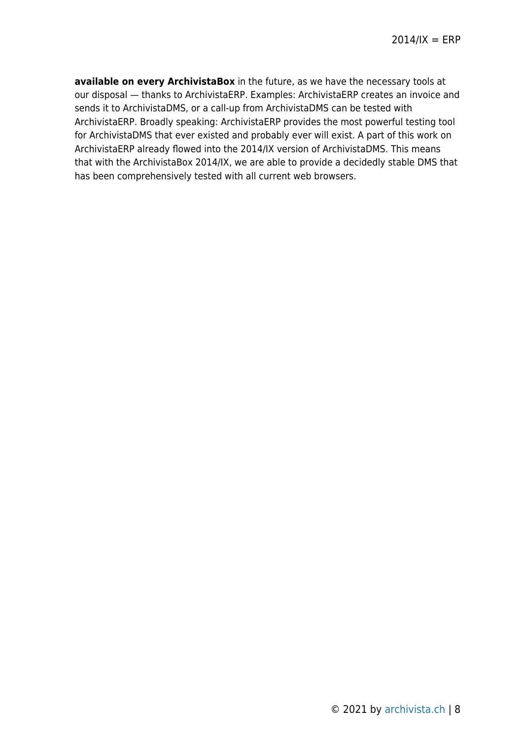**available on every ArchivistaBox** in the future, as we have the necessary tools at our disposal — thanks to ArchivistaERP. Examples: ArchivistaERP creates an invoice and sends it to ArchivistaDMS, or a call-up from ArchivistaDMS can be tested with ArchivistaERP. Broadly speaking: ArchivistaERP provides the most powerful testing tool for ArchivistaDMS that ever existed and probably ever will exist. A part of this work on ArchivistaERP already flowed into the 2014/IX version of ArchivistaDMS. This means that with the ArchivistaBox 2014/IX, we are able to provide a decidedly stable DMS that has been comprehensively tested with all current web browsers.